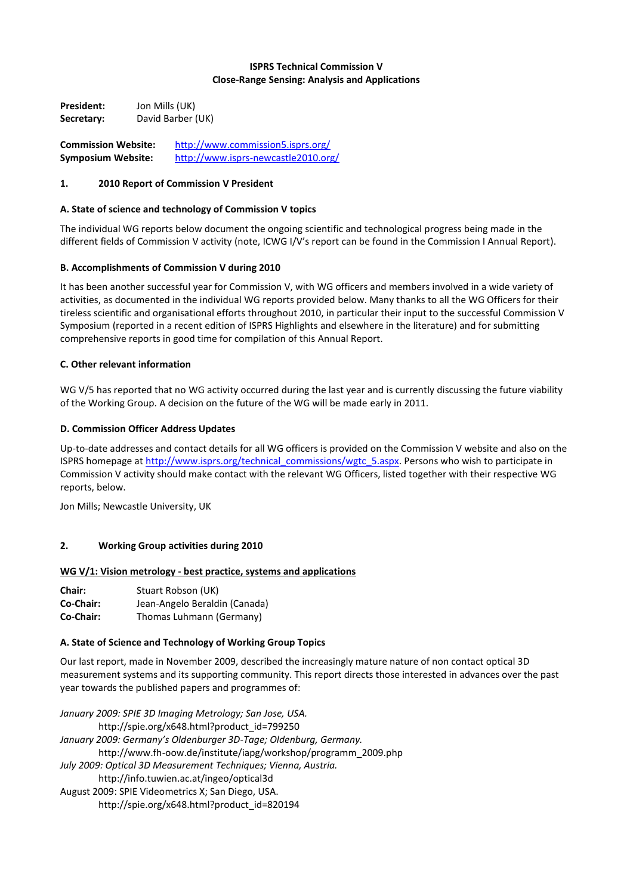**ISPRS Technical Commission V**
**Close-Range Sensing: Analysis and Applications**

**President:** Jon Mills (UK)
**Secretary:** David Barber (UK)

**Commission Website:** http://www.commission5.isprs.org/
**Symposium Website:** http://www.isprs-newcastle2010.org/

## 1. 2010 Report of Commission V President

### A. State of science and technology of Commission V topics

The individual WG reports below document the ongoing scientific and technological progress being made in the different fields of Commission V activity (note, ICWG I/V's report can be found in the Commission I Annual Report).

### B. Accomplishments of Commission V during 2010

It has been another successful year for Commission V, with WG officers and members involved in a wide variety of activities, as documented in the individual WG reports provided below. Many thanks to all the WG Officers for their tireless scientific and organisational efforts throughout 2010, in particular their input to the successful Commission V Symposium (reported in a recent edition of ISPRS Highlights and elsewhere in the literature) and for submitting comprehensive reports in good time for compilation of this Annual Report.

### C. Other relevant information

WG V/5 has reported that no WG activity occurred during the last year and is currently discussing the future viability of the Working Group. A decision on the future of the WG will be made early in 2011.

### D. Commission Officer Address Updates

Up-to-date addresses and contact details for all WG officers is provided on the Commission V website and also on the ISPRS homepage at http://www.isprs.org/technical_commissions/wgtc_5.aspx. Persons who wish to participate in Commission V activity should make contact with the relevant WG Officers, listed together with their respective WG reports, below.

Jon Mills; Newcastle University, UK

## 2. Working Group activities during 2010

### WG V/1: Vision metrology - best practice, systems and applications

**Chair:** Stuart Robson (UK)
**Co-Chair:** Jean-Angelo Beraldin (Canada)
**Co-Chair:** Thomas Luhmann (Germany)

#### A. State of Science and Technology of Working Group Topics

Our last report, made in November 2009, described the increasingly mature nature of non contact optical 3D measurement systems and its supporting community. This report directs those interested in advances over the past year towards the published papers and programmes of:

*January 2009: SPIE 3D Imaging Metrology; San Jose, USA.*
http://spie.org/x648.html?product_id=799250
*January 2009: Germany's Oldenburger 3D-Tage; Oldenburg, Germany.*
http://www.fh-oow.de/institute/iapg/workshop/programm_2009.php
*July 2009: Optical 3D Measurement Techniques; Vienna, Austria.*
http://info.tuwien.ac.at/ingeo/optical3d
August 2009: SPIE Videometrics X; San Diego, USA.
http://spie.org/x648.html?product_id=820194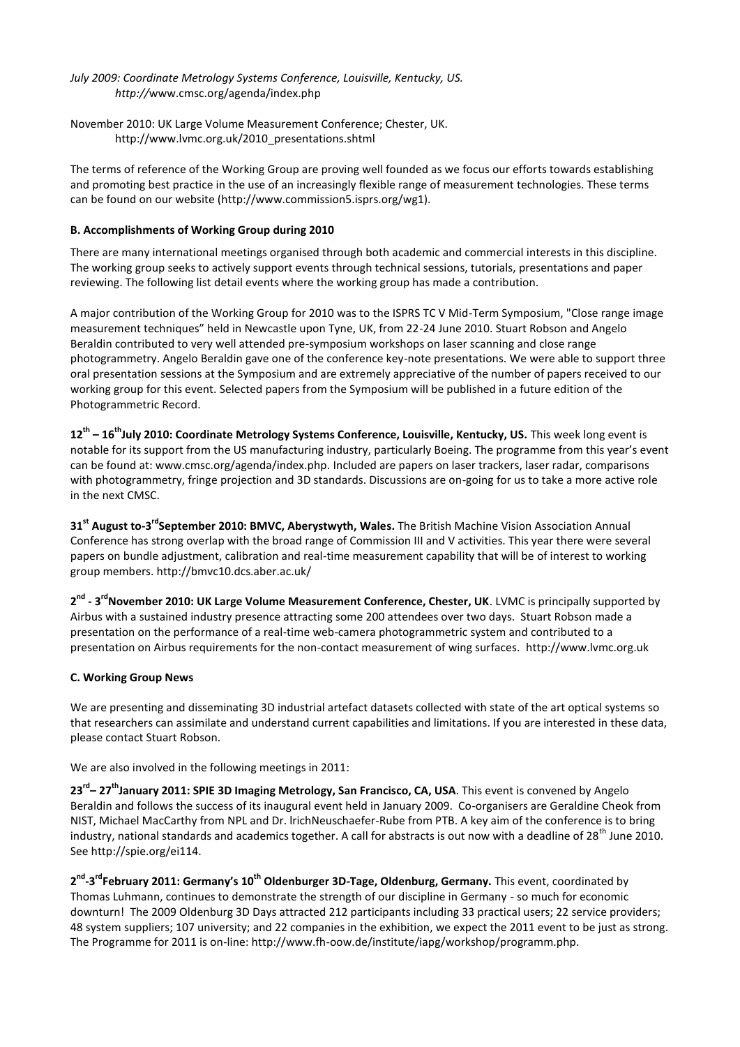*July 2009: Coordinate Metrology Systems Conference, Louisville, Kentucky, US.*
*http://*www.cmsc.org/agenda/index.php

November 2010: UK Large Volume Measurement Conference; Chester, UK.
http://www.lvmc.org.uk/2010_presentations.shtml

The terms of reference of the Working Group are proving well founded as we focus our efforts towards establishing and promoting best practice in the use of an increasingly flexible range of measurement technologies. These terms can be found on our website (http://www.commission5.isprs.org/wg1).

**B. Accomplishments of Working Group during 2010**

There are many international meetings organised through both academic and commercial interests in this discipline. The working group seeks to actively support events through technical sessions, tutorials, presentations and paper reviewing. The following list detail events where the working group has made a contribution.

A major contribution of the Working Group for 2010 was to the ISPRS TC V Mid-Term Symposium, "Close range image measurement techniques" held in Newcastle upon Tyne, UK, from 22-24 June 2010. Stuart Robson and Angelo Beraldin contributed to very well attended pre-symposium workshops on laser scanning and close range photogrammetry. Angelo Beraldin gave one of the conference key-note presentations. We were able to support three oral presentation sessions at the Symposium and are extremely appreciative of the number of papers received to our working group for this event. Selected papers from the Symposium will be published in a future edition of the Photogrammetric Record.

**12th – 16th July 2010: Coordinate Metrology Systems Conference, Louisville, Kentucky, US.** This week long event is notable for its support from the US manufacturing industry, particularly Boeing. The programme from this year's event can be found at: www.cmsc.org/agenda/index.php. Included are papers on laser trackers, laser radar, comparisons with photogrammetry, fringe projection and 3D standards. Discussions are on-going for us to take a more active role in the next CMSC.

**31st August to-3rd September 2010: BMVC, Aberystwyth, Wales.** The British Machine Vision Association Annual Conference has strong overlap with the broad range of Commission III and V activities. This year there were several papers on bundle adjustment, calibration and real-time measurement capability that will be of interest to working group members. http://bmvc10.dcs.aber.ac.uk/

**2nd - 3rd November 2010: UK Large Volume Measurement Conference, Chester, UK**. LVMC is principally supported by Airbus with a sustained industry presence attracting some 200 attendees over two days. Stuart Robson made a presentation on the performance of a real-time web-camera photogrammetric system and contributed to a presentation on Airbus requirements for the non-contact measurement of wing surfaces. http://www.lvmc.org.uk

**C. Working Group News**

We are presenting and disseminating 3D industrial artefact datasets collected with state of the art optical systems so that researchers can assimilate and understand current capabilities and limitations. If you are interested in these data, please contact Stuart Robson.

We are also involved in the following meetings in 2011:

**23rd– 27th January 2011: SPIE 3D Imaging Metrology, San Francisco, CA, USA**. This event is convened by Angelo Beraldin and follows the success of its inaugural event held in January 2009. Co-organisers are Geraldine Cheok from NIST, Michael MacCarthy from NPL and Dr. lrichNeuschaefer-Rube from PTB. A key aim of the conference is to bring industry, national standards and academics together. A call for abstracts is out now with a deadline of 28th June 2010. See http://spie.org/ei114.

**2nd-3rd February 2011: Germany's 10th Oldenburger 3D-Tage, Oldenburg, Germany.** This event, coordinated by Thomas Luhmann, continues to demonstrate the strength of our discipline in Germany - so much for economic downturn! The 2009 Oldenburg 3D Days attracted 212 participants including 33 practical users; 22 service providers; 48 system suppliers; 107 university; and 22 companies in the exhibition, we expect the 2011 event to be just as strong. The Programme for 2011 is on-line: http://www.fh-oow.de/institute/iapg/workshop/programm.php.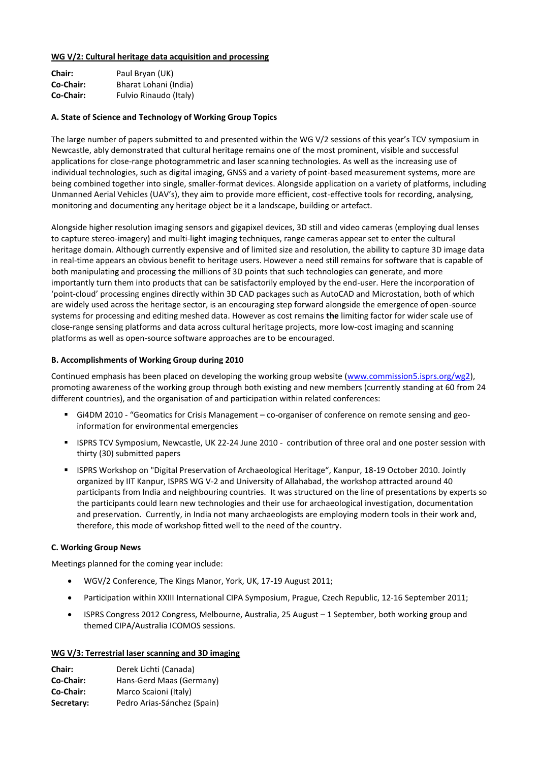## WG V/2: Cultural heritage data acquisition and processing

**Chair:** Paul Bryan (UK)
**Co-Chair:** Bharat Lohani (India)
**Co-Chair:** Fulvio Rinaudo (Italy)

### A. State of Science and Technology of Working Group Topics

The large number of papers submitted to and presented within the WG V/2 sessions of this year's TCV symposium in Newcastle, ably demonstrated that cultural heritage remains one of the most prominent, visible and successful applications for close-range photogrammetric and laser scanning technologies. As well as the increasing use of individual technologies, such as digital imaging, GNSS and a variety of point-based measurement systems, more are being combined together into single, smaller-format devices. Alongside application on a variety of platforms, including Unmanned Aerial Vehicles (UAV's), they aim to provide more efficient, cost-effective tools for recording, analysing, monitoring and documenting any heritage object be it a landscape, building or artefact.

Alongside higher resolution imaging sensors and gigapixel devices, 3D still and video cameras (employing dual lenses to capture stereo-imagery) and multi-light imaging techniques, range cameras appear set to enter the cultural heritage domain. Although currently expensive and of limited size and resolution, the ability to capture 3D image data in real-time appears an obvious benefit to heritage users. However a need still remains for software that is capable of both manipulating and processing the millions of 3D points that such technologies can generate, and more importantly turn them into products that can be satisfactorily employed by the end-user. Here the incorporation of 'point-cloud' processing engines directly within 3D CAD packages such as AutoCAD and Microstation, both of which are widely used across the heritage sector, is an encouraging step forward alongside the emergence of open-source systems for processing and editing meshed data. However as cost remains **the** limiting factor for wider scale use of close-range sensing platforms and data across cultural heritage projects, more low-cost imaging and scanning platforms as well as open-source software approaches are to be encouraged.

### B. Accomplishments of Working Group during 2010

Continued emphasis has been placed on developing the working group website (www.commission5.isprs.org/wg2), promoting awareness of the working group through both existing and new members (currently standing at 60 from 24 different countries), and the organisation of and participation within related conferences:

- Gi4DM 2010 - "Geomatics for Crisis Management – co-organiser of conference on remote sensing and geo-information for environmental emergencies
- ISPRS TCV Symposium, Newcastle, UK 22-24 June 2010 - contribution of three oral and one poster session with thirty (30) submitted papers
- ISPRS Workshop on "Digital Preservation of Archaeological Heritage", Kanpur, 18-19 October 2010. Jointly organized by IIT Kanpur, ISPRS WG V-2 and University of Allahabad, the workshop attracted around 40 participants from India and neighbouring countries. It was structured on the line of presentations by experts so the participants could learn new technologies and their use for archaeological investigation, documentation and preservation. Currently, in India not many archaeologists are employing modern tools in their work and, therefore, this mode of workshop fitted well to the need of the country.

### C. Working Group News

Meetings planned for the coming year include:

- WGV/2 Conference, The Kings Manor, York, UK, 17-19 August 2011;
- Participation within XXIII International CIPA Symposium, Prague, Czech Republic, 12-16 September 2011;
- ISPRS Congress 2012 Congress, Melbourne, Australia, 25 August – 1 September, both working group and themed CIPA/Australia ICOMOS sessions.

## WG V/3: Terrestrial laser scanning and 3D imaging

**Chair:** Derek Lichti (Canada)
**Co-Chair:** Hans-Gerd Maas (Germany)
**Co-Chair:** Marco Scaioni (Italy)
**Secretary:** Pedro Arias-Sánchez (Spain)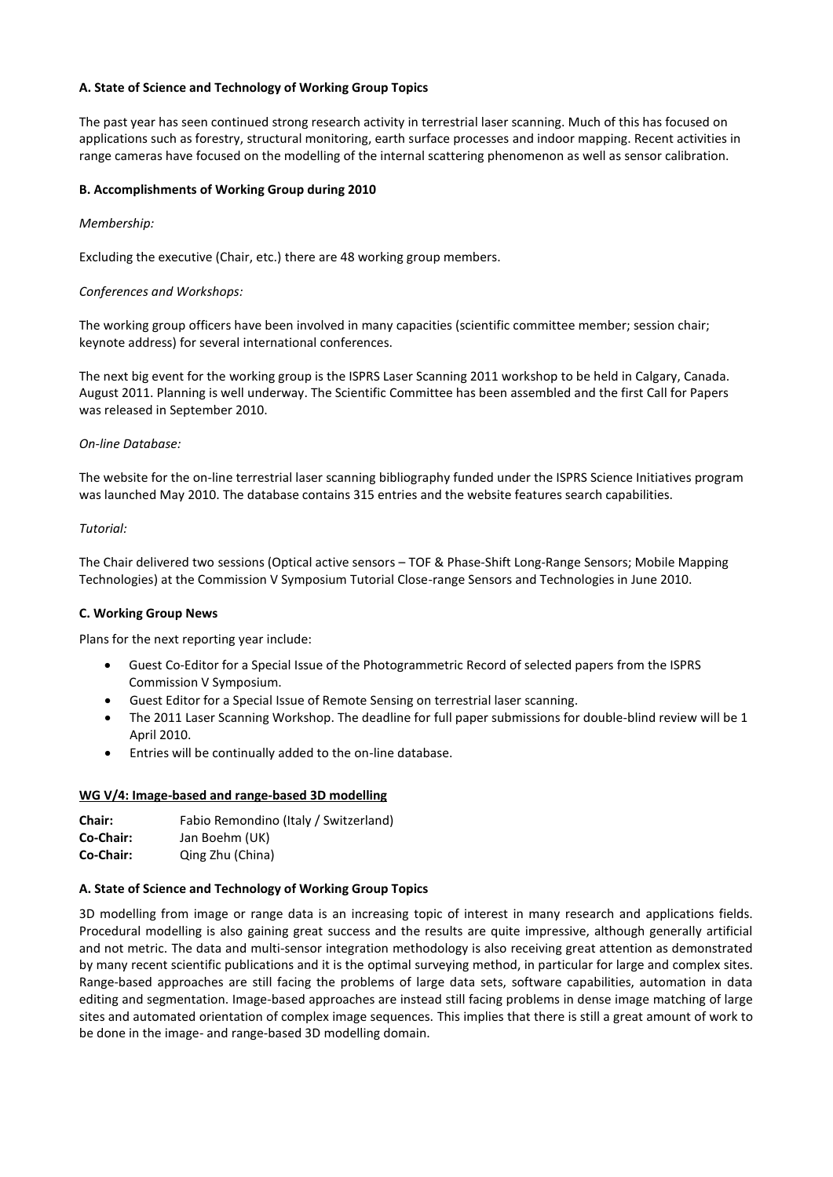**A. State of Science and Technology of Working Group Topics**

The past year has seen continued strong research activity in terrestrial laser scanning. Much of this has focused on applications such as forestry, structural monitoring, earth surface processes and indoor mapping. Recent activities in range cameras have focused on the modelling of the internal scattering phenomenon as well as sensor calibration.

**B. Accomplishments of Working Group during 2010**

*Membership:*

Excluding the executive (Chair, etc.) there are 48 working group members.

*Conferences and Workshops:*

The working group officers have been involved in many capacities (scientific committee member; session chair; keynote address) for several international conferences.

The next big event for the working group is the ISPRS Laser Scanning 2011 workshop to be held in Calgary, Canada. August 2011. Planning is well underway. The Scientific Committee has been assembled and the first Call for Papers was released in September 2010.

*On-line Database:*

The website for the on-line terrestrial laser scanning bibliography funded under the ISPRS Science Initiatives program was launched May 2010. The database contains 315 entries and the website features search capabilities.

*Tutorial:*

The Chair delivered two sessions (Optical active sensors – TOF & Phase-Shift Long-Range Sensors; Mobile Mapping Technologies) at the Commission V Symposium Tutorial Close-range Sensors and Technologies in June 2010.

**C. Working Group News**

Plans for the next reporting year include:

- Guest Co-Editor for a Special Issue of the Photogrammetric Record of selected papers from the ISPRS Commission V Symposium.
- Guest Editor for a Special Issue of Remote Sensing on terrestrial laser scanning.
- The 2011 Laser Scanning Workshop. The deadline for full paper submissions for double-blind review will be 1 April 2010.
- Entries will be continually added to the on-line database.

**WG V/4: Image-based and range-based 3D modelling**

**Chair:** Fabio Remondino (Italy / Switzerland)
**Co-Chair:** Jan Boehm (UK)
**Co-Chair:** Qing Zhu (China)

**A. State of Science and Technology of Working Group Topics**

3D modelling from image or range data is an increasing topic of interest in many research and applications fields. Procedural modelling is also gaining great success and the results are quite impressive, although generally artificial and not metric. The data and multi-sensor integration methodology is also receiving great attention as demonstrated by many recent scientific publications and it is the optimal surveying method, in particular for large and complex sites. Range-based approaches are still facing the problems of large data sets, software capabilities, automation in data editing and segmentation. Image-based approaches are instead still facing problems in dense image matching of large sites and automated orientation of complex image sequences. This implies that there is still a great amount of work to be done in the image- and range-based 3D modelling domain.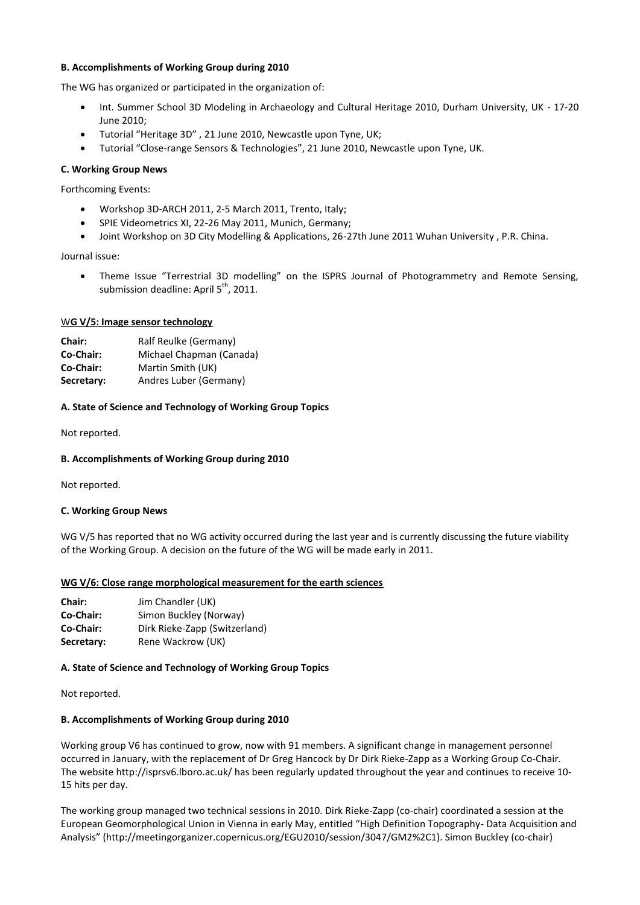**B. Accomplishments of Working Group during 2010**

The WG has organized or participated in the organization of:

- Int. Summer School 3D Modeling in Archaeology and Cultural Heritage 2010, Durham University, UK - 17-20 June 2010;
- Tutorial "Heritage 3D" , 21 June 2010, Newcastle upon Tyne, UK;
- Tutorial "Close-range Sensors & Technologies", 21 June 2010, Newcastle upon Tyne, UK.

**C. Working Group News**

Forthcoming Events:

- Workshop 3D-ARCH 2011, 2-5 March 2011, Trento, Italy;
- SPIE Videometrics XI, 22-26 May 2011, Munich, Germany;
- Joint Workshop on 3D City Modelling & Applications, 26-27th June 2011 Wuhan University , P.R. China.

Journal issue:

- Theme Issue "Terrestrial 3D modelling" on the ISPRS Journal of Photogrammetry and Remote Sensing, submission deadline: April 5th, 2011.

**WG V/5: Image sensor technology**

**Chair:** Ralf Reulke (Germany)
**Co-Chair:** Michael Chapman (Canada)
**Co-Chair:** Martin Smith (UK)
**Secretary:** Andres Luber (Germany)

**A. State of Science and Technology of Working Group Topics**

Not reported.

**B. Accomplishments of Working Group during 2010**

Not reported.

**C. Working Group News**

WG V/5 has reported that no WG activity occurred during the last year and is currently discussing the future viability of the Working Group. A decision on the future of the WG will be made early in 2011.

**WG V/6: Close range morphological measurement for the earth sciences**

**Chair:** Jim Chandler (UK)
**Co-Chair:** Simon Buckley (Norway)
**Co-Chair:** Dirk Rieke-Zapp (Switzerland)
**Secretary:** Rene Wackrow (UK)

**A. State of Science and Technology of Working Group Topics**

Not reported.

**B. Accomplishments of Working Group during 2010**

Working group V6 has continued to grow, now with 91 members. A significant change in management personnel occurred in January, with the replacement of Dr Greg Hancock by Dr Dirk Rieke-Zapp as a Working Group Co-Chair. The website http://isprsv6.lboro.ac.uk/ has been regularly updated throughout the year and continues to receive 10-15 hits per day.

The working group managed two technical sessions in 2010. Dirk Rieke-Zapp (co-chair) coordinated a session at the European Geomorphological Union in Vienna in early May, entitled "High Definition Topography- Data Acquisition and Analysis" (http://meetingorganizer.copernicus.org/EGU2010/session/3047/GM2%2C1). Simon Buckley (co-chair)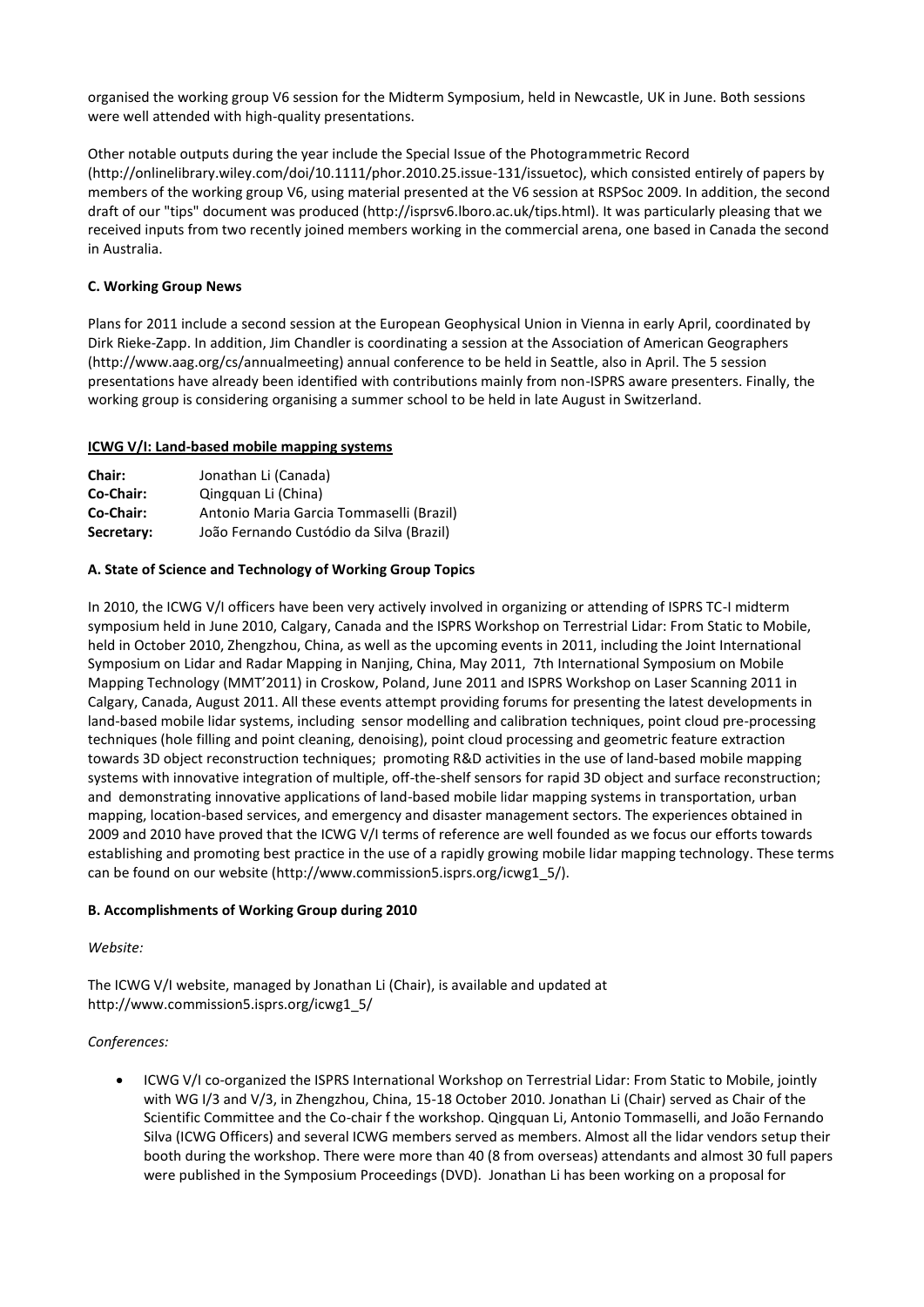organised the working group V6 session for the Midterm Symposium, held in Newcastle, UK in June. Both sessions were well attended with high-quality presentations.

Other notable outputs during the year include the Special Issue of the Photogrammetric Record (http://onlinelibrary.wiley.com/doi/10.1111/phor.2010.25.issue-131/issuetoc), which consisted entirely of papers by members of the working group V6, using material presented at the V6 session at RSPSoc 2009. In addition, the second draft of our "tips" document was produced (http://isprsv6.lboro.ac.uk/tips.html). It was particularly pleasing that we received inputs from two recently joined members working in the commercial arena, one based in Canada the second in Australia.

**C. Working Group News**

Plans for 2011 include a second session at the European Geophysical Union in Vienna in early April, coordinated by Dirk Rieke-Zapp. In addition, Jim Chandler is coordinating a session at the Association of American Geographers (http://www.aag.org/cs/annualmeeting) annual conference to be held in Seattle, also in April. The 5 session presentations have already been identified with contributions mainly from non-ISPRS aware presenters. Finally, the working group is considering organising a summer school to be held in late August in Switzerland.

**ICWG V/I: Land-based mobile mapping systems**

| | |
|---|---|
| **Chair:** | Jonathan Li (Canada) |
| **Co-Chair:** | Qingquan Li (China) |
| **Co-Chair:** | Antonio Maria Garcia Tommaselli (Brazil) |
| **Secretary:** | João Fernando Custódio da Silva (Brazil) |

**A. State of Science and Technology of Working Group Topics**

In 2010, the ICWG V/I officers have been very actively involved in organizing or attending of ISPRS TC-I midterm symposium held in June 2010, Calgary, Canada and the ISPRS Workshop on Terrestrial Lidar: From Static to Mobile, held in October 2010, Zhengzhou, China, as well as the upcoming events in 2011, including the Joint International Symposium on Lidar and Radar Mapping in Nanjing, China, May 2011, 7th International Symposium on Mobile Mapping Technology (MMT'2011) in Croskow, Poland, June 2011 and ISPRS Workshop on Laser Scanning 2011 in Calgary, Canada, August 2011. All these events attempt providing forums for presenting the latest developments in land-based mobile lidar systems, including sensor modelling and calibration techniques, point cloud pre-processing techniques (hole filling and point cleaning, denoising), point cloud processing and geometric feature extraction towards 3D object reconstruction techniques; promoting R&D activities in the use of land-based mobile mapping systems with innovative integration of multiple, off-the-shelf sensors for rapid 3D object and surface reconstruction; and demonstrating innovative applications of land-based mobile lidar mapping systems in transportation, urban mapping, location-based services, and emergency and disaster management sectors. The experiences obtained in 2009 and 2010 have proved that the ICWG V/I terms of reference are well founded as we focus our efforts towards establishing and promoting best practice in the use of a rapidly growing mobile lidar mapping technology. These terms can be found on our website (http://www.commission5.isprs.org/icwg1_5/).

**B. Accomplishments of Working Group during 2010**

*Website:*

The ICWG V/I website, managed by Jonathan Li (Chair), is available and updated at http://www.commission5.isprs.org/icwg1_5/

*Conferences:*

- ICWG V/I co-organized the ISPRS International Workshop on Terrestrial Lidar: From Static to Mobile, jointly with WG I/3 and V/3, in Zhengzhou, China, 15-18 October 2010. Jonathan Li (Chair) served as Chair of the Scientific Committee and the Co-chair f the workshop. Qingquan Li, Antonio Tommaselli, and João Fernando Silva (ICWG Officers) and several ICWG members served as members. Almost all the lidar vendors setup their booth during the workshop. There were more than 40 (8 from overseas) attendants and almost 30 full papers were published in the Symposium Proceedings (DVD). Jonathan Li has been working on a proposal for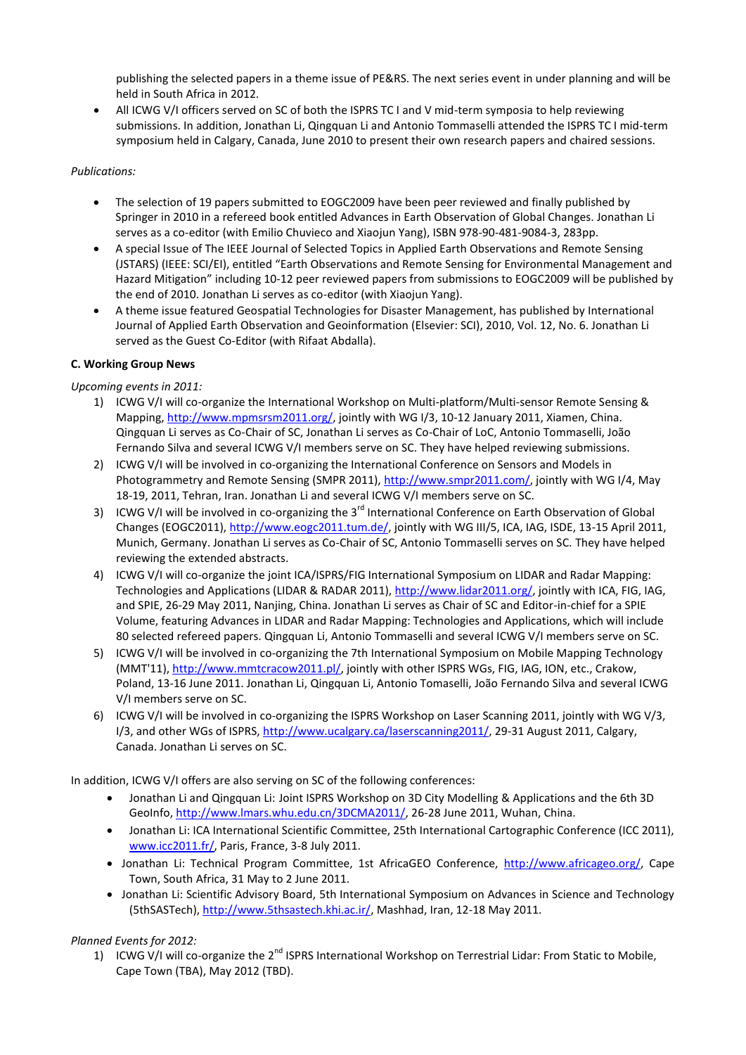publishing the selected papers in a theme issue of PE&RS. The next series event in under planning and will be held in South Africa in 2012.

- All ICWG V/I officers served on SC of both the ISPRS TC I and V mid-term symposia to help reviewing submissions. In addition, Jonathan Li, Qingquan Li and Antonio Tommaselli attended the ISPRS TC I mid-term symposium held in Calgary, Canada, June 2010 to present their own research papers and chaired sessions.

*Publications:*

- The selection of 19 papers submitted to EOGC2009 have been peer reviewed and finally published by Springer in 2010 in a refereed book entitled Advances in Earth Observation of Global Changes. Jonathan Li serves as a co-editor (with Emilio Chuvieco and Xiaojun Yang), ISBN 978-90-481-9084-3, 283pp.
- A special Issue of The IEEE Journal of Selected Topics in Applied Earth Observations and Remote Sensing (JSTARS) (IEEE: SCI/EI), entitled "Earth Observations and Remote Sensing for Environmental Management and Hazard Mitigation" including 10-12 peer reviewed papers from submissions to EOGC2009 will be published by the end of 2010. Jonathan Li serves as co-editor (with Xiaojun Yang).
- A theme issue featured Geospatial Technologies for Disaster Management, has published by International Journal of Applied Earth Observation and Geoinformation (Elsevier: SCI), 2010, Vol. 12, No. 6. Jonathan Li served as the Guest Co-Editor (with Rifaat Abdalla).

**C. Working Group News**

*Upcoming events in 2011:*

1) ICWG V/I will co-organize the International Workshop on Multi-platform/Multi-sensor Remote Sensing & Mapping, http://www.mpmsrsm2011.org/, jointly with WG I/3, 10-12 January 2011, Xiamen, China. Qingquan Li serves as Co-Chair of SC, Jonathan Li serves as Co-Chair of LoC, Antonio Tommaselli, João Fernando Silva and several ICWG V/I members serve on SC. They have helped reviewing submissions.
2) ICWG V/I will be involved in co-organizing the International Conference on Sensors and Models in Photogrammetry and Remote Sensing (SMPR 2011), http://www.smpr2011.com/, jointly with WG I/4, May 18-19, 2011, Tehran, Iran. Jonathan Li and several ICWG V/I members serve on SC.
3) ICWG V/I will be involved in co-organizing the 3rd International Conference on Earth Observation of Global Changes (EOGC2011), http://www.eogc2011.tum.de/, jointly with WG III/5, ICA, IAG, ISDE, 13-15 April 2011, Munich, Germany. Jonathan Li serves as Co-Chair of SC, Antonio Tommaselli serves on SC. They have helped reviewing the extended abstracts.
4) ICWG V/I will co-organize the joint ICA/ISPRS/FIG International Symposium on LIDAR and Radar Mapping: Technologies and Applications (LIDAR & RADAR 2011), http://www.lidar2011.org/, jointly with ICA, FIG, IAG, and SPIE, 26-29 May 2011, Nanjing, China. Jonathan Li serves as Chair of SC and Editor-in-chief for a SPIE Volume, featuring Advances in LIDAR and Radar Mapping: Technologies and Applications, which will include 80 selected refereed papers. Qingquan Li, Antonio Tommaselli and several ICWG V/I members serve on SC.
5) ICWG V/I will be involved in co-organizing the 7th International Symposium on Mobile Mapping Technology (MMT'11), http://www.mmtcracow2011.pl/, jointly with other ISPRS WGs, FIG, IAG, ION, etc., Crakow, Poland, 13-16 June 2011. Jonathan Li, Qingquan Li, Antonio Tomaselli, João Fernando Silva and several ICWG V/I members serve on SC.
6) ICWG V/I will be involved in co-organizing the ISPRS Workshop on Laser Scanning 2011, jointly with WG V/3, I/3, and other WGs of ISPRS, http://www.ucalgary.ca/laserscanning2011/, 29-31 August 2011, Calgary, Canada. Jonathan Li serves on SC.

In addition, ICWG V/I offers are also serving on SC of the following conferences:

- Jonathan Li and Qingquan Li: Joint ISPRS Workshop on 3D City Modelling & Applications and the 6th 3D GeoInfo, http://www.lmars.whu.edu.cn/3DCMA2011/, 26-28 June 2011, Wuhan, China.
- Jonathan Li: ICA International Scientific Committee, 25th International Cartographic Conference (ICC 2011), www.icc2011.fr/, Paris, France, 3-8 July 2011.
- Jonathan Li: Technical Program Committee, 1st AfricaGEO Conference, http://www.africageo.org/, Cape Town, South Africa, 31 May to 2 June 2011.
- Jonathan Li: Scientific Advisory Board, 5th International Symposium on Advances in Science and Technology (5thSASTech), http://www.5thsastech.khi.ac.ir/, Mashhad, Iran, 12-18 May 2011.

*Planned Events for 2012:*

1) ICWG V/I will co-organize the 2nd ISPRS International Workshop on Terrestrial Lidar: From Static to Mobile, Cape Town (TBA), May 2012 (TBD).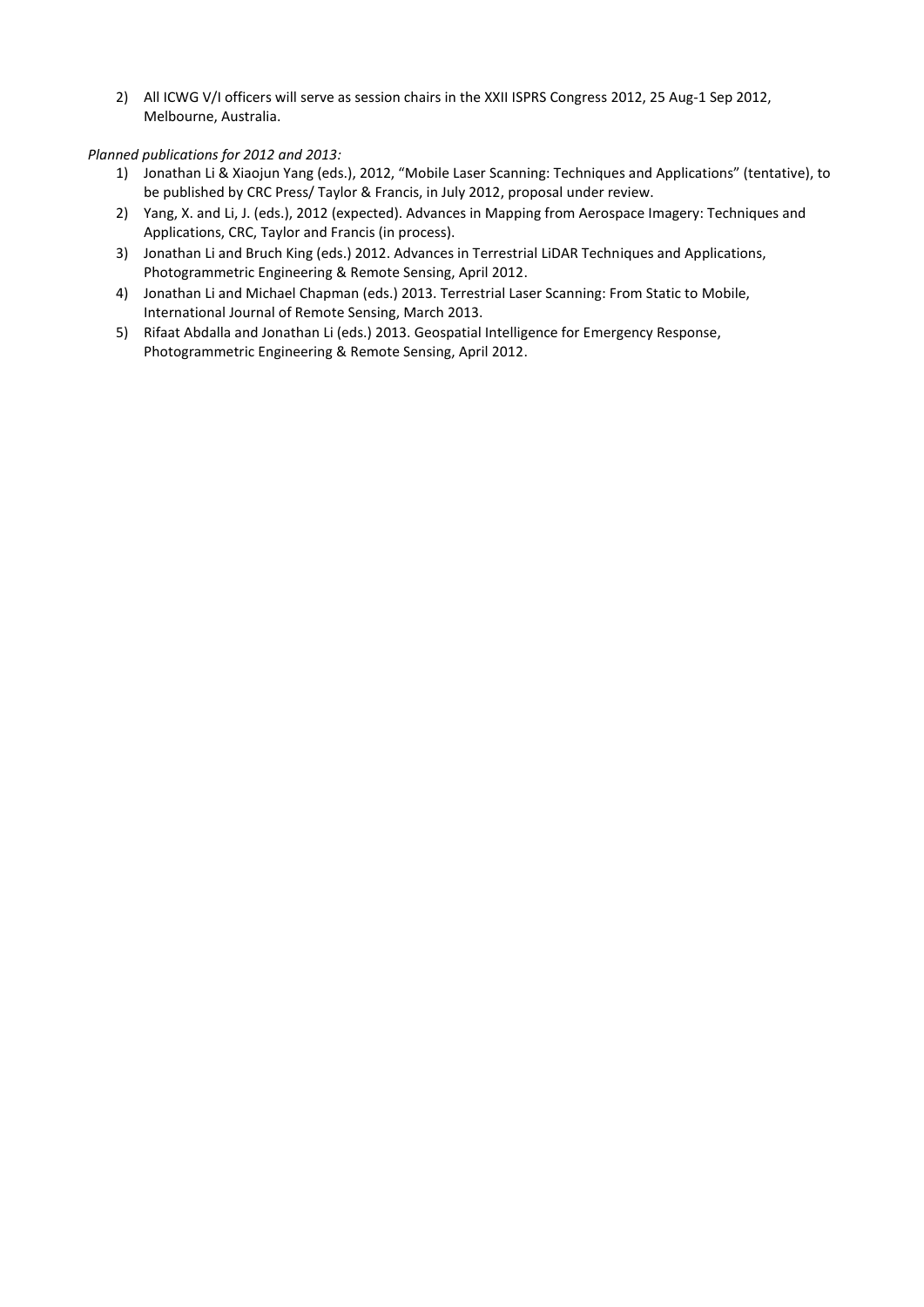2) All ICWG V/I officers will serve as session chairs in the XXII ISPRS Congress 2012, 25 Aug-1 Sep 2012, Melbourne, Australia.

*Planned publications for 2012 and 2013:*

1) Jonathan Li & Xiaojun Yang (eds.), 2012, "Mobile Laser Scanning: Techniques and Applications" (tentative), to be published by CRC Press/ Taylor & Francis, in July 2012, proposal under review.
2) Yang, X. and Li, J. (eds.), 2012 (expected). Advances in Mapping from Aerospace Imagery: Techniques and Applications, CRC, Taylor and Francis (in process).
3) Jonathan Li and Bruch King (eds.) 2012. Advances in Terrestrial LiDAR Techniques and Applications, Photogrammetric Engineering & Remote Sensing, April 2012.
4) Jonathan Li and Michael Chapman (eds.) 2013. Terrestrial Laser Scanning: From Static to Mobile, International Journal of Remote Sensing, March 2013.
5) Rifaat Abdalla and Jonathan Li (eds.) 2013. Geospatial Intelligence for Emergency Response, Photogrammetric Engineering & Remote Sensing, April 2012.